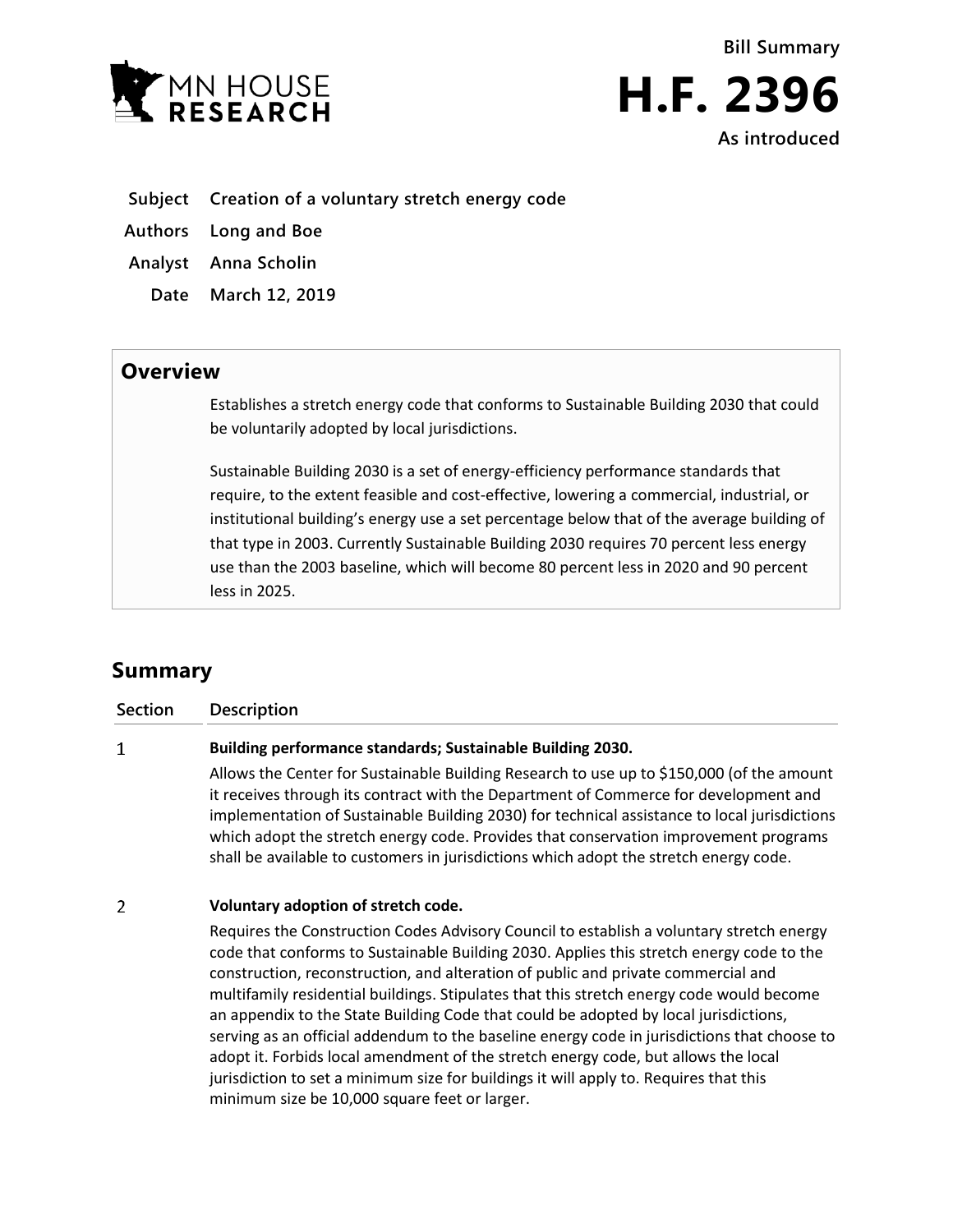**Bill Summary**

# H.F. 2396

**As introduced**

| | |
|---|---|
| **Subject** | **Creation of a voluntary stretch energy code** |
| **Authors** | **Long and Boe** |
| **Analyst** | **Anna Scholin** |
| **Date** | **March 12, 2019** |

## Overview

Establishes a stretch energy code that conforms to Sustainable Building 2030 that could be voluntarily adopted by local jurisdictions.

Sustainable Building 2030 is a set of energy-efficiency performance standards that require, to the extent feasible and cost-effective, lowering a commercial, industrial, or institutional building's energy use a set percentage below that of the average building of that type in 2003. Currently Sustainable Building 2030 requires 70 percent less energy use than the 2003 baseline, which will become 80 percent less in 2020 and 90 percent less in 2025.

## Summary

| Section | Description |
|---|---|
| 1 | **Building performance standards; Sustainable Building 2030.** Allows the Center for Sustainable Building Research to use up to $150,000 (of the amount it receives through its contract with the Department of Commerce for development and implementation of Sustainable Building 2030) for technical assistance to local jurisdictions which adopt the stretch energy code. Provides that conservation improvement programs shall be available to customers in jurisdictions which adopt the stretch energy code. |
| 2 | **Voluntary adoption of stretch code.** Requires the Construction Codes Advisory Council to establish a voluntary stretch energy code that conforms to Sustainable Building 2030. Applies this stretch energy code to the construction, reconstruction, and alteration of public and private commercial and multifamily residential buildings. Stipulates that this stretch energy code would become an appendix to the State Building Code that could be adopted by local jurisdictions, serving as an official addendum to the baseline energy code in jurisdictions that choose to adopt it. Forbids local amendment of the stretch energy code, but allows the local jurisdiction to set a minimum size for buildings it will apply to. Requires that this minimum size be 10,000 square feet or larger. |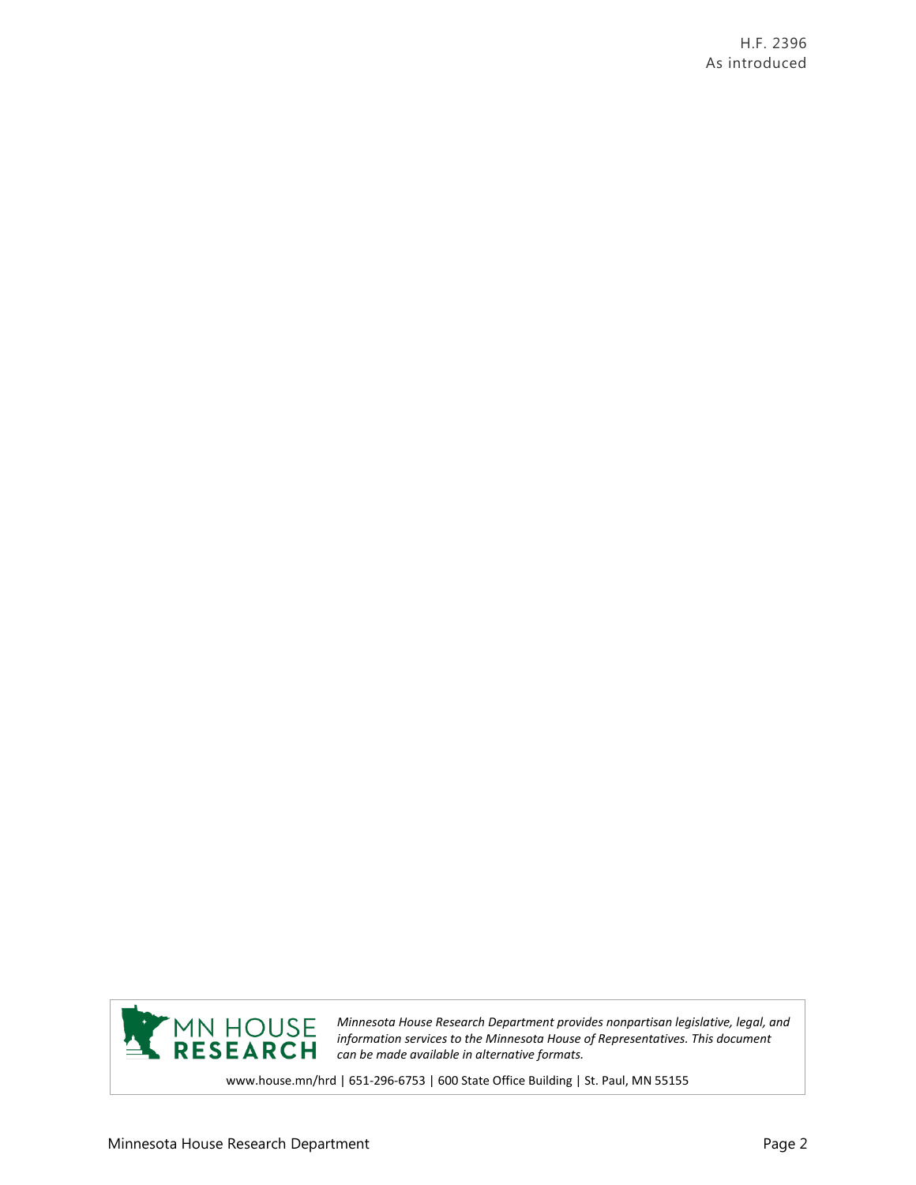MN HOUSE RESEARCH

*Minnesota House Research Department provides nonpartisan legislative, legal, and information services to the Minnesota House of Representatives. This document can be made available in alternative formats.*

www.house.mn/hrd | 651-296-6753 | 600 State Office Building | St. Paul, MN 55155